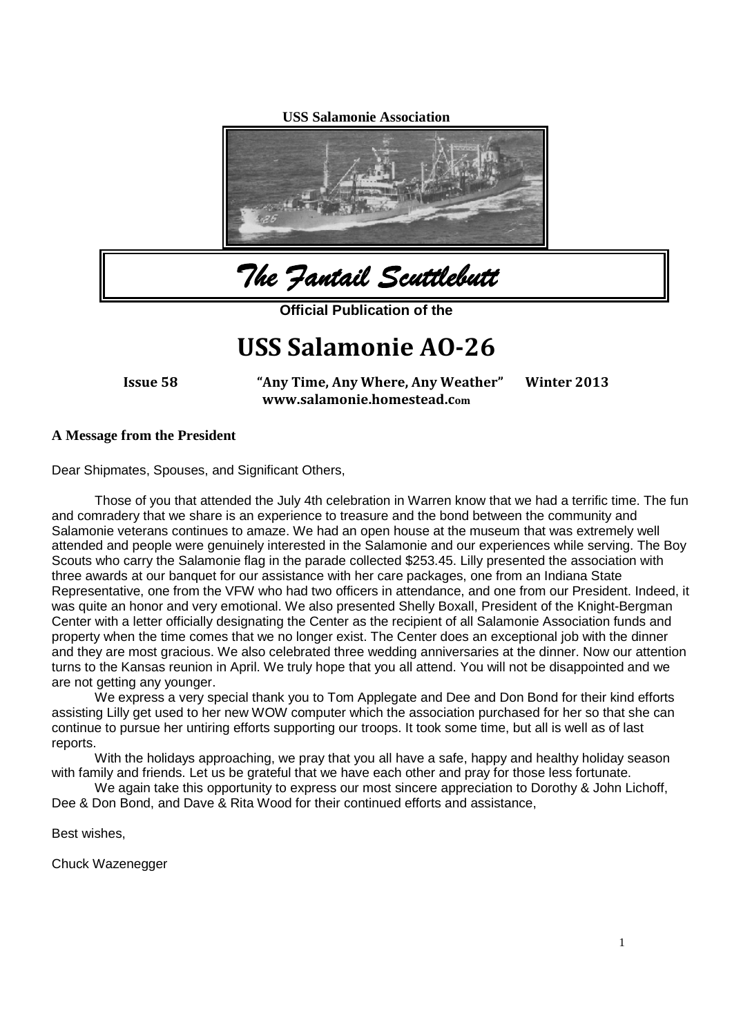**USS Salamonie Association**

# *The Fantail Scuttlebutt*

**Official Publication of the**

# USS Salamonie AO-26

**Issue 58** **"Any Time, Any Where, Any Weather"** **Winter 2013**
**www.salamonie.homestead.com**

### A Message from the President

Dear Shipmates, Spouses, and Significant Others,

Those of you that attended the July 4th celebration in Warren know that we had a terrific time. The fun and comradery that we share is an experience to treasure and the bond between the community and Salamonie veterans continues to amaze. We had an open house at the museum that was extremely well attended and people were genuinely interested in the Salamonie and our experiences while serving. The Boy Scouts who carry the Salamonie flag in the parade collected $253.45. Lilly presented the association with three awards at our banquet for our assistance with her care packages, one from an Indiana State Representative, one from the VFW who had two officers in attendance, and one from our President. Indeed, it was quite an honor and very emotional. We also presented Shelly Boxall, President of the Knight-Bergman Center with a letter officially designating the Center as the recipient of all Salamonie Association funds and property when the time comes that we no longer exist. The Center does an exceptional job with the dinner and they are most gracious. We also celebrated three wedding anniversaries at the dinner. Now our attention turns to the Kansas reunion in April. We truly hope that you all attend. You will not be disappointed and we are not getting any younger.

We express a very special thank you to Tom Applegate and Dee and Don Bond for their kind efforts assisting Lilly get used to her new WOW computer which the association purchased for her so that she can continue to pursue her untiring efforts supporting our troops. It took some time, but all is well as of last reports.

With the holidays approaching, we pray that you all have a safe, happy and healthy holiday season with family and friends. Let us be grateful that we have each other and pray for those less fortunate.

We again take this opportunity to express our most sincere appreciation to Dorothy & John Lichoff, Dee & Don Bond, and Dave & Rita Wood for their continued efforts and assistance,

Best wishes,

Chuck Wazenegger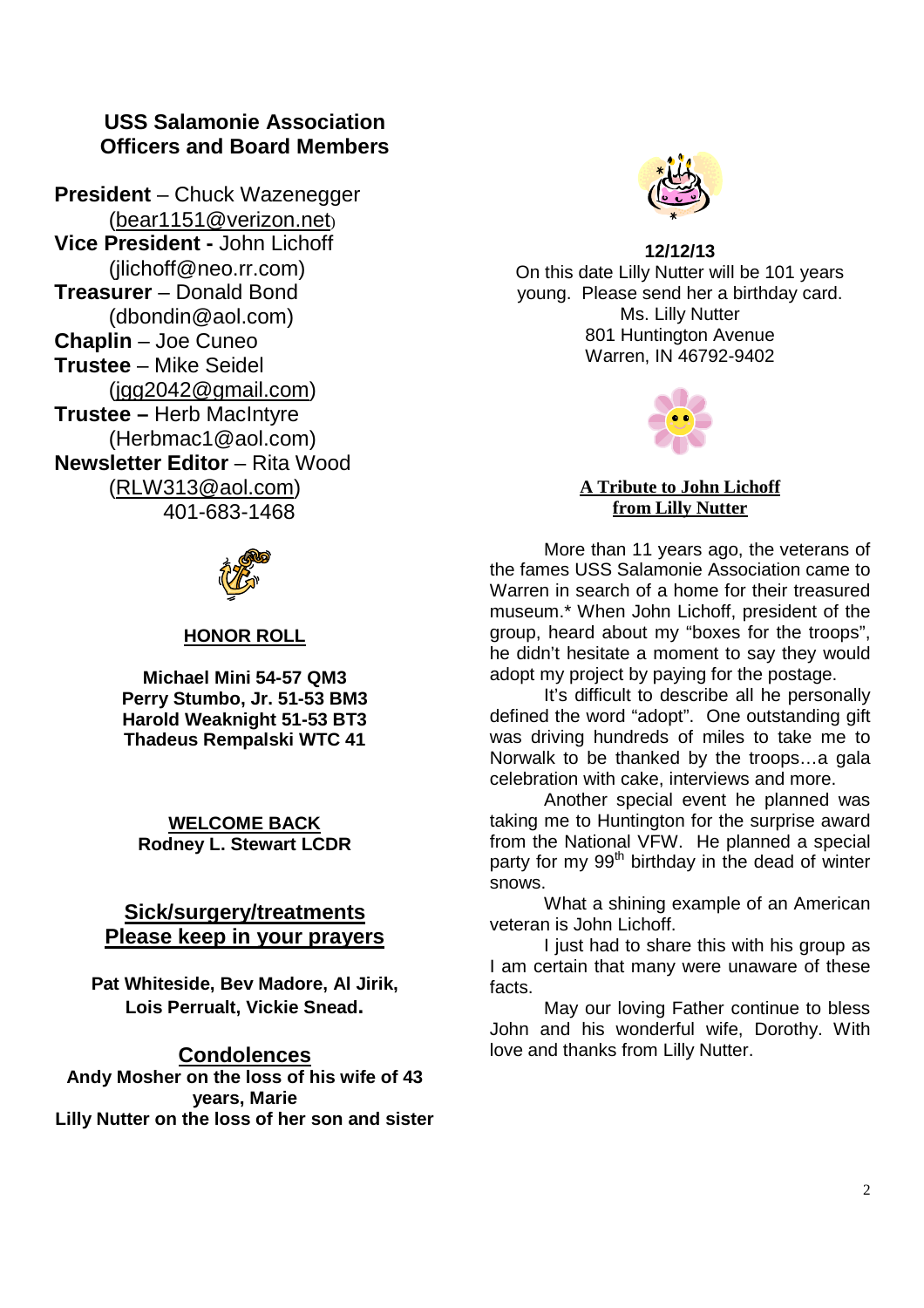## USS Salamonie Association Officers and Board Members

**President** – Chuck Wazenegger (bear1151@verizon.net)
**Vice President -** John Lichoff (jlichoff@neo.rr.com)
**Treasurer** – Donald Bond (dbondin@aol.com)
**Chaplin** – Joe Cuneo
**Trustee** – Mike Seidel (jgg2042@gmail.com)
**Trustee –** Herb MacIntyre (Herbmac1@aol.com)
**Newsletter Editor** – Rita Wood (RLW313@aol.com)
401-683-1468

### HONOR ROLL

**Michael Mini 54-57 QM3**
**Perry Stumbo, Jr. 51-53 BM3**
**Harold Weaknight 51-53 BT3**
**Thadeus Rempalski WTC 41**

### WELCOME BACK

**Rodney L. Stewart LCDR**

### Sick/surgery/treatments Please keep in your prayers

**Pat Whiteside, Bev Madore, Al Jirik, Lois Perrualt, Vickie Snead.**

### Condolences

**Andy Mosher on the loss of his wife of 43 years, Marie**
**Lilly Nutter on the loss of her son and sister**

**12/12/13**

On this date Lilly Nutter will be 101 years young. Please send her a birthday card.
Ms. Lilly Nutter
801 Huntington Avenue
Warren, IN 46792-9402

### A Tribute to John Lichoff from Lilly Nutter

More than 11 years ago, the veterans of the fames USS Salamonie Association came to Warren in search of a home for their treasured museum.* When John Lichoff, president of the group, heard about my "boxes for the troops", he didn't hesitate a moment to say they would adopt my project by paying for the postage.

It's difficult to describe all he personally defined the word "adopt". One outstanding gift was driving hundreds of miles to take me to Norwalk to be thanked by the troops…a gala celebration with cake, interviews and more.

Another special event he planned was taking me to Huntington for the surprise award from the National VFW. He planned a special party for my 99th birthday in the dead of winter snows.

What a shining example of an American veteran is John Lichoff.

I just had to share this with his group as I am certain that many were unaware of these facts.

May our loving Father continue to bless John and his wonderful wife, Dorothy. With love and thanks from Lilly Nutter.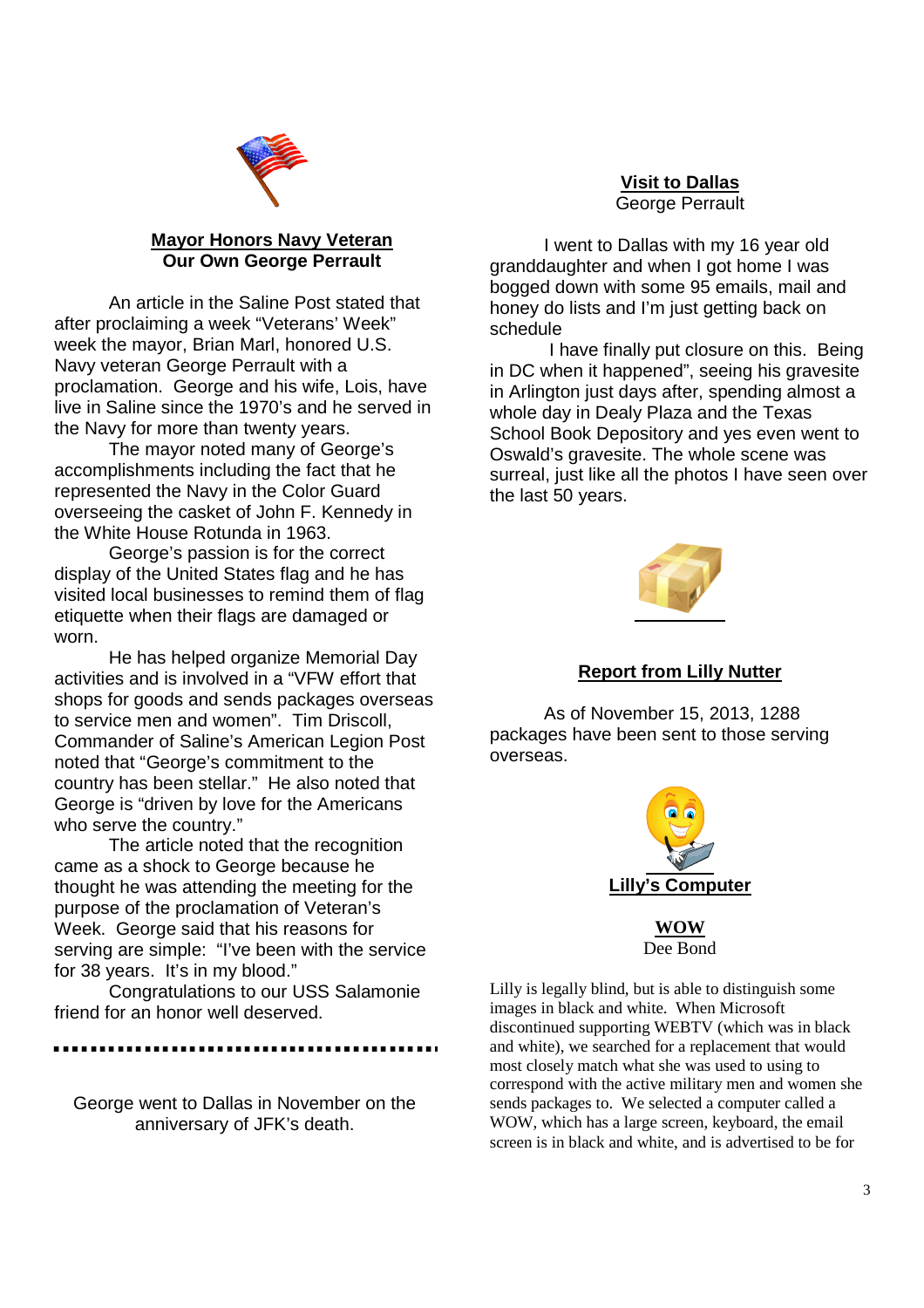## Mayor Honors Navy Veteran
## Our Own George Perrault

An article in the Saline Post stated that after proclaiming a week "Veterans' Week" week the mayor, Brian Marl, honored U.S. Navy veteran George Perrault with a proclamation. George and his wife, Lois, have live in Saline since the 1970's and he served in the Navy for more than twenty years.

The mayor noted many of George's accomplishments including the fact that he represented the Navy in the Color Guard overseeing the casket of John F. Kennedy in the White House Rotunda in 1963.

George's passion is for the correct display of the United States flag and he has visited local businesses to remind them of flag etiquette when their flags are damaged or worn.

He has helped organize Memorial Day activities and is involved in a "VFW effort that shops for goods and sends packages overseas to service men and women". Tim Driscoll, Commander of Saline's American Legion Post noted that "George's commitment to the country has been stellar." He also noted that George is "driven by love for the Americans who serve the country."

The article noted that the recognition came as a shock to George because he thought he was attending the meeting for the purpose of the proclamation of Veteran's Week. George said that his reasons for serving are simple: "I've been with the service for 38 years. It's in my blood."

Congratulations to our USS Salamonie friend for an honor well deserved.

---

George went to Dallas in November on the anniversary of JFK's death.

## Visit to Dallas
George Perrault

I went to Dallas with my 16 year old granddaughter and when I got home I was bogged down with some 95 emails, mail and honey do lists and I'm just getting back on schedule

I have finally put closure on this. Being in DC when it happened", seeing his gravesite in Arlington just days after, spending almost a whole day in Dealy Plaza and the Texas School Book Depository and yes even went to Oswald's gravesite. The whole scene was surreal, just like all the photos I have seen over the last 50 years.

## Report from Lilly Nutter

As of November 15, 2013, 1288 packages have been sent to those serving overseas.

## Lilly's Computer

## WOW
Dee Bond

Lilly is legally blind, but is able to distinguish some images in black and white. When Microsoft discontinued supporting WEBTV (which was in black and white), we searched for a replacement that would most closely match what she was used to using to correspond with the active military men and women she sends packages to. We selected a computer called a WOW, which has a large screen, keyboard, the email screen is in black and white, and is advertised to be for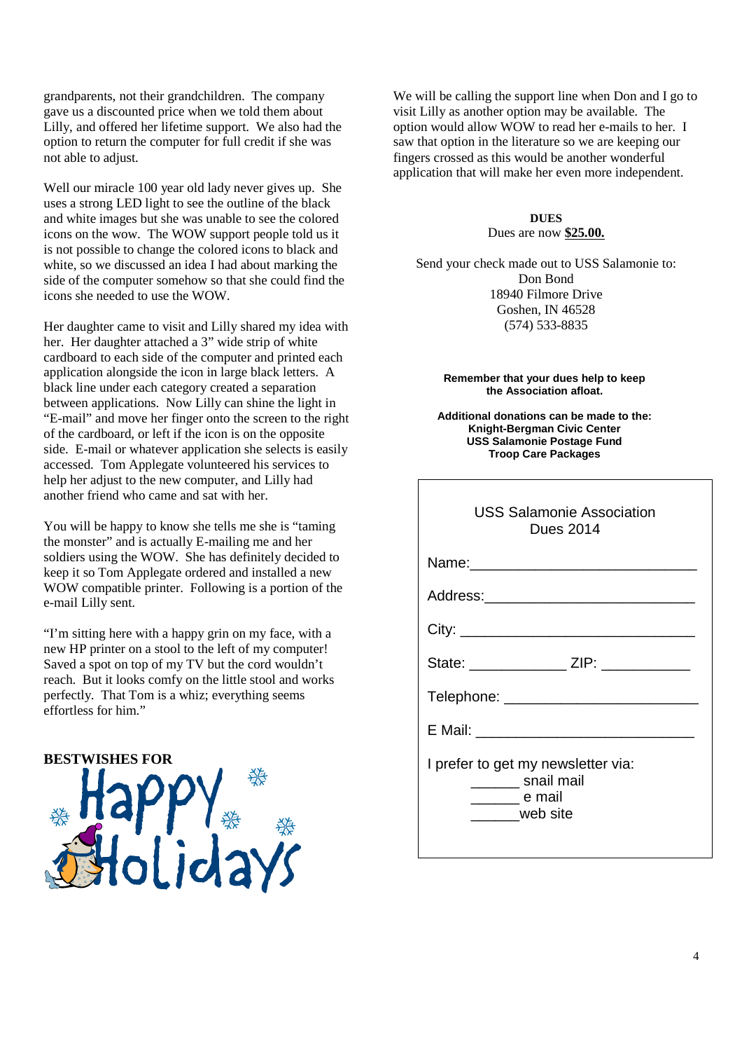grandparents, not their grandchildren. The company gave us a discounted price when we told them about Lilly, and offered her lifetime support. We also had the option to return the computer for full credit if she was not able to adjust.

Well our miracle 100 year old lady never gives up. She uses a strong LED light to see the outline of the black and white images but she was unable to see the colored icons on the wow. The WOW support people told us it is not possible to change the colored icons to black and white, so we discussed an idea I had about marking the side of the computer somehow so that she could find the icons she needed to use the WOW.

Her daughter came to visit and Lilly shared my idea with her. Her daughter attached a 3" wide strip of white cardboard to each side of the computer and printed each application alongside the icon in large black letters. A black line under each category created a separation between applications. Now Lilly can shine the light in "E-mail" and move her finger onto the screen to the right of the cardboard, or left if the icon is on the opposite side. E-mail or whatever application she selects is easily accessed. Tom Applegate volunteered his services to help her adjust to the new computer, and Lilly had another friend who came and sat with her.

You will be happy to know she tells me she is "taming the monster" and is actually E-mailing me and her soldiers using the WOW. She has definitely decided to keep it so Tom Applegate ordered and installed a new WOW compatible printer. Following is a portion of the e-mail Lilly sent.

"I'm sitting here with a happy grin on my face, with a new HP printer on a stool to the left of my computer! Saved a spot on top of my TV but the cord wouldn't reach. But it looks comfy on the little stool and works perfectly. That Tom is a whiz; everything seems effortless for him."

**BESTWISHES FOR**

Happy Holidays

We will be calling the support line when Don and I go to visit Lilly as another option may be available. The option would allow WOW to read her e-mails to her. I saw that option in the literature so we are keeping our fingers crossed as this would be another wonderful application that will make her even more independent.

**DUES**

Dues are now **$25.00.**

Send your check made out to USS Salamonie to:
Don Bond
18940 Filmore Drive
Goshen, IN 46528
(574) 533-8835

**Remember that your dues help to keep the Association afloat.**

**Additional donations can be made to the:**
**Knight-Bergman Civic Center**
**USS Salamonie Postage Fund**
**Troop Care Packages**

USS Salamonie Association
Dues 2014

Name:_____________________________

Address:___________________________

City: ______________________________

State: ____________ ZIP: ___________

Telephone: ________________________

E Mail: ___________________________

I prefer to get my newsletter via:
______ snail mail
______ e mail
______web site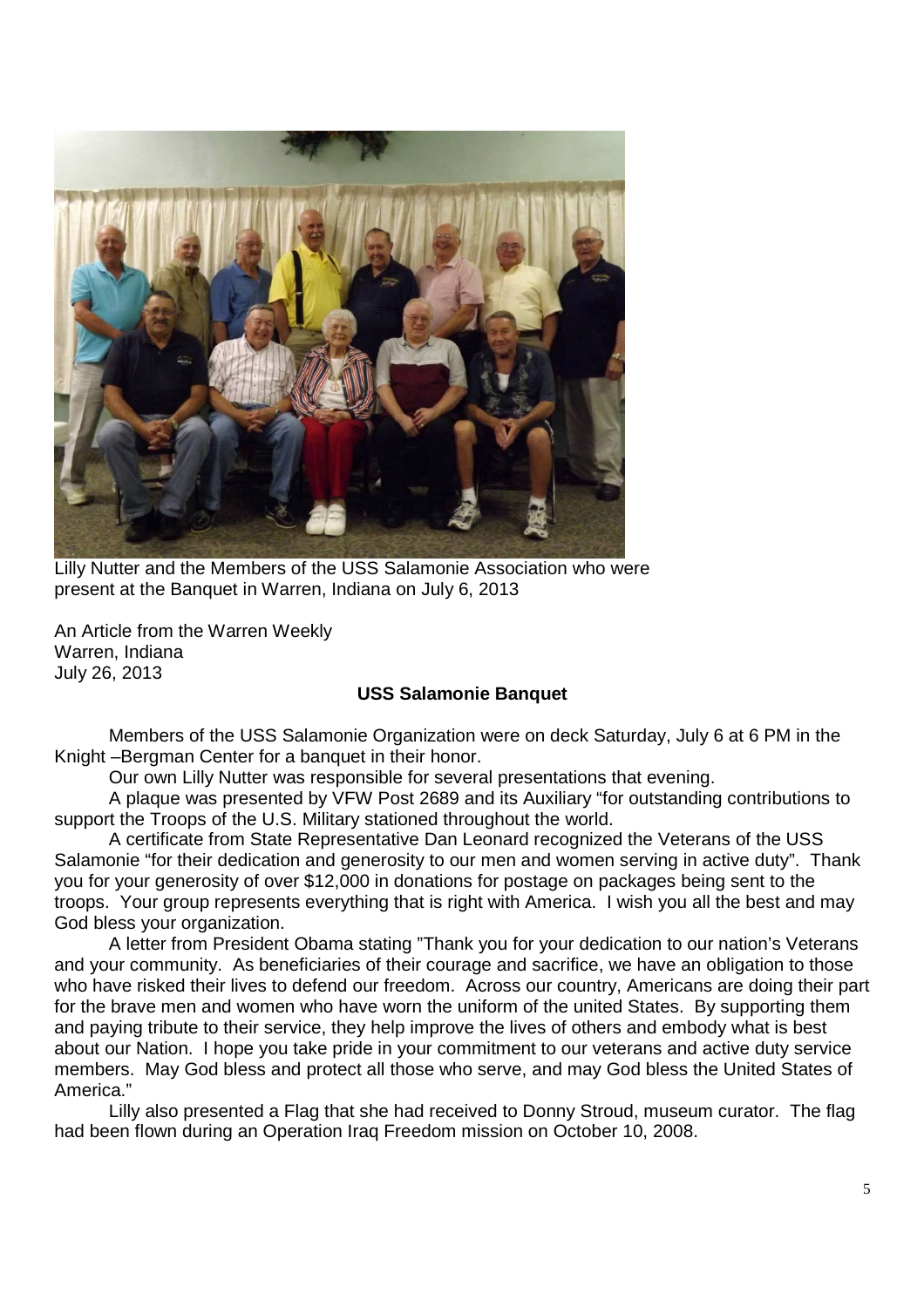Lilly Nutter and the Members of the USS Salamonie Association who were present at the Banquet in Warren, Indiana on July 6, 2013

An Article from the Warren Weekly
Warren, Indiana
July 26, 2013

**USS Salamonie Banquet**

Members of the USS Salamonie Organization were on deck Saturday, July 6 at 6 PM in the Knight –Bergman Center for a banquet in their honor.

Our own Lilly Nutter was responsible for several presentations that evening.

A plaque was presented by VFW Post 2689 and its Auxiliary "for outstanding contributions to support the Troops of the U.S. Military stationed throughout the world.

A certificate from State Representative Dan Leonard recognized the Veterans of the USS Salamonie "for their dedication and generosity to our men and women serving in active duty". Thank you for your generosity of over $12,000 in donations for postage on packages being sent to the troops. Your group represents everything that is right with America. I wish you all the best and may God bless your organization.

A letter from President Obama stating "Thank you for your dedication to our nation's Veterans and your community. As beneficiaries of their courage and sacrifice, we have an obligation to those who have risked their lives to defend our freedom. Across our country, Americans are doing their part for the brave men and women who have worn the uniform of the united States. By supporting them and paying tribute to their service, they help improve the lives of others and embody what is best about our Nation. I hope you take pride in your commitment to our veterans and active duty service members. May God bless and protect all those who serve, and may God bless the United States of America."

Lilly also presented a Flag that she had received to Donny Stroud, museum curator. The flag had been flown during an Operation Iraq Freedom mission on October 10, 2008.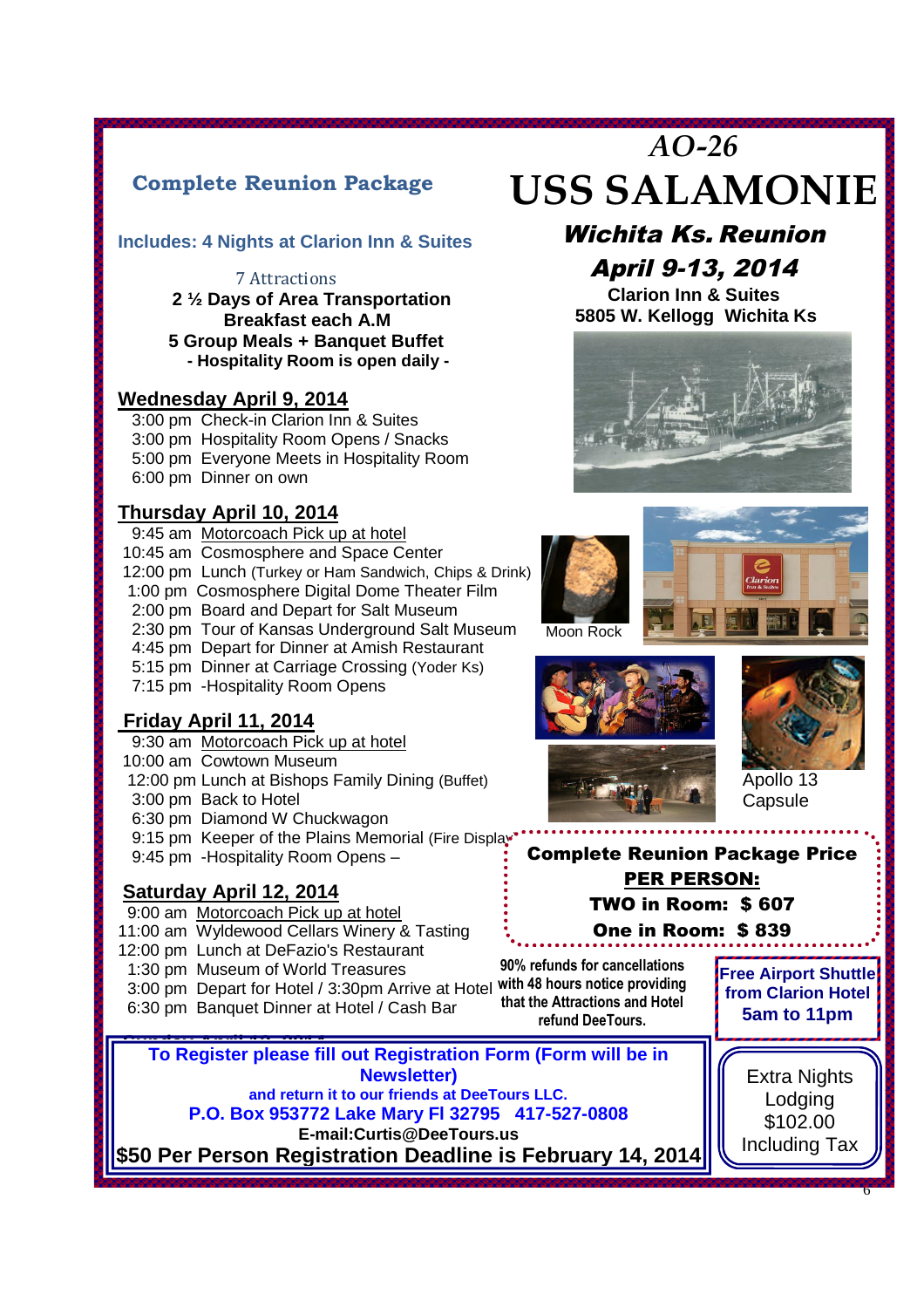# AO-26
# USS SALAMONIE

## *Wichita Ks. Reunion*
## *April 9-13, 2014*

**Clarion Inn & Suites**
**5805 W. Kellogg Wichita Ks**

## Complete Reunion Package

**Includes: 4 Nights at Clarion Inn & Suites**

7 Attractions
**2 ½ Days of Area Transportation**
**Breakfast each A.M**
**5 Group Meals + Banquet Buffet**
**- Hospitality Room is open daily -**

### Wednesday April 9, 2014

- 3:00 pm Check-in Clarion Inn & Suites
- 3:00 pm Hospitality Room Opens / Snacks
- 5:00 pm Everyone Meets in Hospitality Room
- 6:00 pm Dinner on own

### Thursday April 10, 2014

- 9:45 am Motorcoach Pick up at hotel
- 10:45 am Cosmosphere and Space Center
- 12:00 pm Lunch (Turkey or Ham Sandwich, Chips & Drink)
- 1:00 pm Cosmosphere Digital Dome Theater Film
- 2:00 pm Board and Depart for Salt Museum
- 2:30 pm Tour of Kansas Underground Salt Museum
- 4:45 pm Depart for Dinner at Amish Restaurant
- 5:15 pm Dinner at Carriage Crossing (Yoder Ks)
- 7:15 pm -Hospitality Room Opens

### Friday April 11, 2014

- 9:30 am Motorcoach Pick up at hotel
- 10:00 am Cowtown Museum
- 12:00 pm Lunch at Bishops Family Dining (Buffet)
- 3:00 pm Back to Hotel
- 6:30 pm Diamond W Chuckwagon
- 9:15 pm Keeper of the Plains Memorial (Fire Display)
- 9:45 pm -Hospitality Room Opens –

### Saturday April 12, 2014

- 9:00 am Motorcoach Pick up at hotel
- 11:00 am Wyldewood Cellars Winery & Tasting
- 12:00 pm Lunch at DeFazio's Restaurant
- 1:30 pm Museum of World Treasures
- 3:00 pm Depart for Hotel / 3:30pm Arrive at Hotel
- 6:30 pm Banquet Dinner at Hotel / Cash Bar

Moon Rock

Apollo 13 Capsule

**Complete Reunion Package Price**
**PER PERSON:**
**TWO in Room: $ 607**
**One in Room: $ 839**

**90% refunds for cancellations with 48 hours notice providing that the Attractions and Hotel refund DeeTours.**

**Free Airport Shuttle from Clarion Hotel 5am to 11pm**

**To Register please fill out Registration Form (Form will be in Newsletter)**
**and return it to our friends at DeeTours LLC.**
**P.O. Box 953772 Lake Mary Fl 32795 417-527-0808**
**E-mail:Curtis@DeeTours.us**
**$50 Per Person Registration Deadline is February 14, 2014**

Extra Nights Lodging $102.00 Including Tax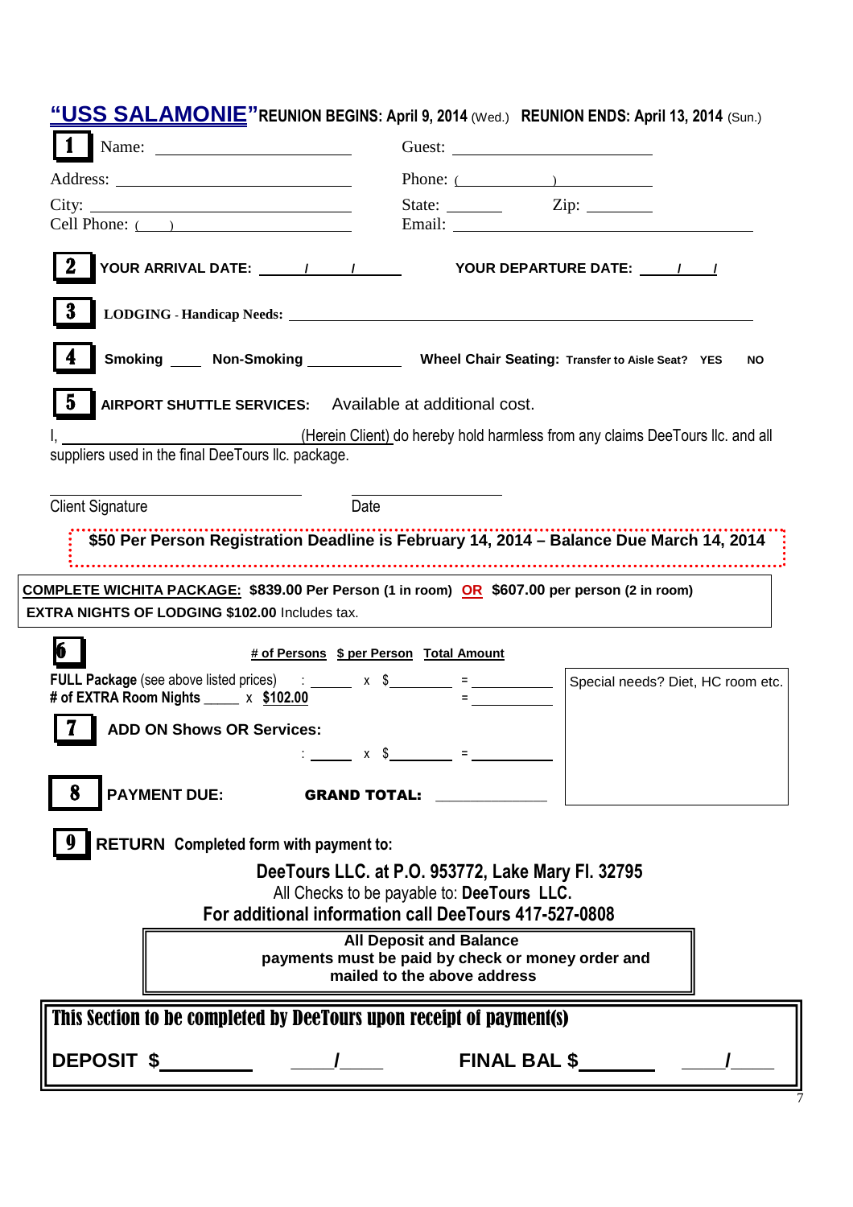## "USS SALAMONIE" REUNION BEGINS: April 9, 2014 (Wed.) REUNION ENDS: April 13, 2014 (Sun.)

**1** Name: ______________________ Guest: ______________________

Address: ______________________ Phone: ( ) ______________________

City: ______________________ State: _______ Zip: ________

Cell Phone: ( ) ______________________ Email: ______________________

**2** **YOUR ARRIVAL DATE: ____/____/____** **YOUR DEPARTURE DATE: ____/____/**

**3** **LODGING - Handicap Needs:** ______________________________________________

**4** **Smoking** ____ **Non-Smoking** __________ **Wheel Chair Seating:** **Transfer to Aisle Seat? YES NO**

**5** **AIRPORT SHUTTLE SERVICES:** Available at additional cost.

I, ______________________ (Herein Client) do hereby hold harmless from any claims DeeTours llc. and all suppliers used in the final DeeTours llc. package.

______________________ ______________________

Client Signature Date

**$50 Per Person Registration Deadline is February 14, 2014 – Balance Due March 14, 2014**

**COMPLETE WICHITA PACKAGE: $839.00 Per Person (1 in room) OR $607.00 per person (2 in room)**
**EXTRA NIGHTS OF LODGING $102.00** Includes tax.

**6**

| | # of Persons | $ per Person | Total Amount |
|---|---|---|---|
| **FULL Package** (see above listed prices) : | ______ | x $______ | = ______ |
| **# of EXTRA Room Nights** ____ x **$102.00** | | | = ______ |

Special needs? Diet, HC room etc.

**7** **ADD ON Shows OR Services:**

: ______ x $______ = ______

**8** **PAYMENT DUE:** **GRAND TOTAL:** ______________

**9** **RETURN Completed form with payment to:**

**DeeTours LLC. at P.O. 953772, Lake Mary Fl. 32795**

All Checks to be payable to: **DeeTours LLC.**

**For additional information call DeeTours 417-527-0808**

**All Deposit and Balance payments must be paid by check or money order and mailed to the above address**

**This Section to be completed by DeeTours upon receipt of payment(s)**

**DEPOSIT $**__________ ____/____ **FINAL BAL $**__________ ____/____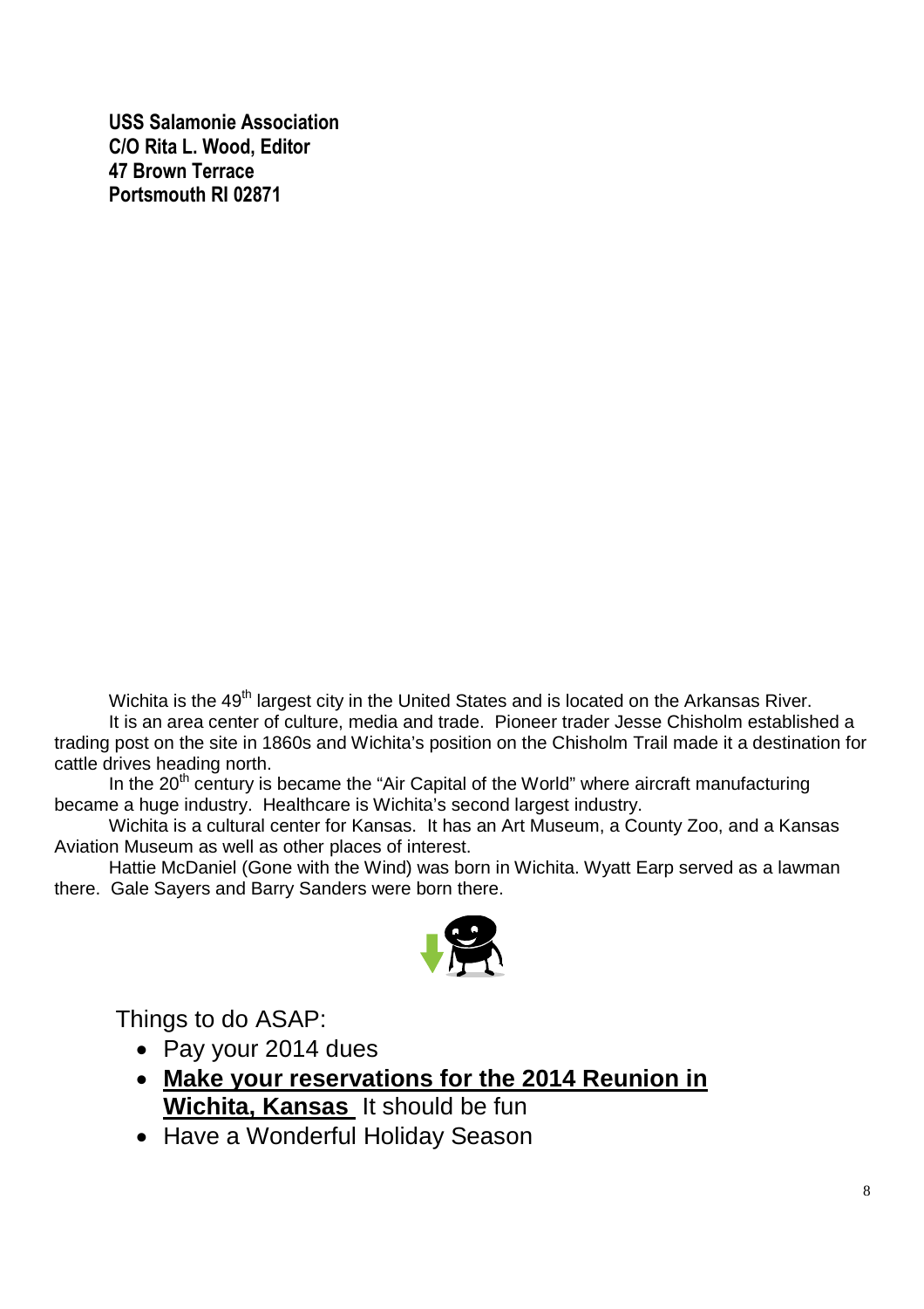**USS Salamonie Association**
**C/O Rita L. Wood, Editor**
**47 Brown Terrace**
**Portsmouth RI 02871**

Wichita is the 49th largest city in the United States and is located on the Arkansas River.

It is an area center of culture, media and trade. Pioneer trader Jesse Chisholm established a trading post on the site in 1860s and Wichita's position on the Chisholm Trail made it a destination for cattle drives heading north.

In the 20th century is became the "Air Capital of the World" where aircraft manufacturing became a huge industry. Healthcare is Wichita's second largest industry.

Wichita is a cultural center for Kansas. It has an Art Museum, a County Zoo, and a Kansas Aviation Museum as well as other places of interest.

Hattie McDaniel (Gone with the Wind) was born in Wichita. Wyatt Earp served as a lawman there. Gale Sayers and Barry Sanders were born there.

Things to do ASAP:

- Pay your 2014 dues
- **Make your reservations for the 2014 Reunion in Wichita, Kansas** It should be fun
- Have a Wonderful Holiday Season